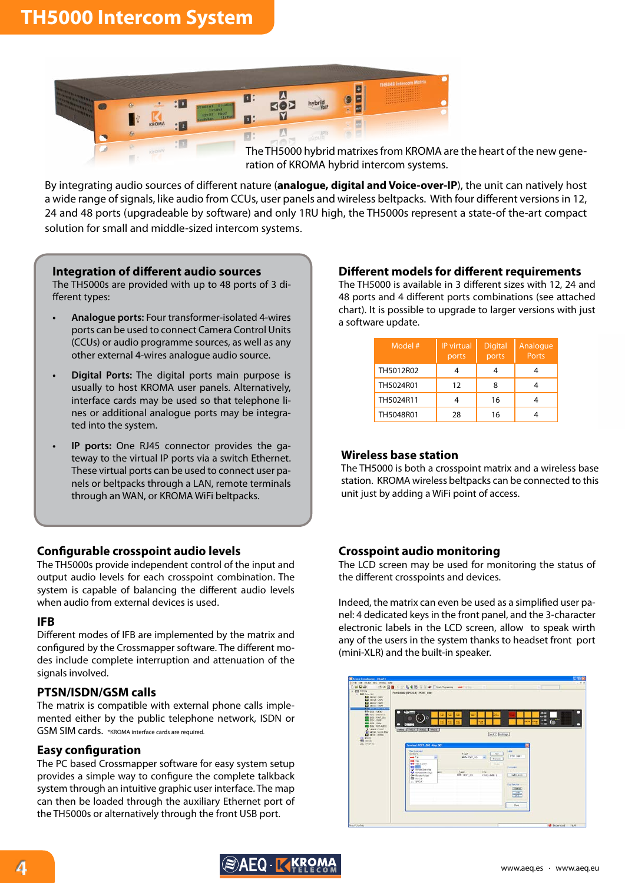# TH5000 Intercom System

The TH5000 hybrid matrixes from KROMA are the heart of the new generation of KROMA hybrid intercom systems.

By integrating audio sources of different nature (**analogue, digital and Voice-over-IP**), the unit can natively host a wide range of signals, like audio from CCUs, user panels and wireless beltpacks. With four different versions in 12, 24 and 48 ports (upgradeable by software) and only 1RU high, the TH5000s represent a state-of-the-art compact solution for small and middle-sized intercom systems.

## Integration of different audio sources

The TH5000s are provided with up to 48 ports of 3 different types:

- **Analogue ports:** Four transformer-isolated 4-wires ports can be used to connect Camera Control Units (CCUs) or audio programme sources, as well as any other external 4-wires analogue audio source.
- **Digital Ports:** The digital ports main purpose is usually to host KROMA user panels. Alternatively, interface cards may be used so that telephone lines or additional analogue ports may be integrated into the system.
- **IP ports:** One RJ45 connector provides the gateway to the virtual IP ports via a switch Ethernet. These virtual ports can be used to connect user panels or beltpacks through a LAN, remote terminals through an WAN, or KROMA WiFi beltpacks.

## Different models for different requirements

The TH5000 is available in 3 different sizes with 12, 24 and 48 ports and 4 different ports combinations (see attached chart). It is possible to upgrade to larger versions with just a software update.

| Model # | IP virtual ports | Digital ports | Analogue Ports |
| --- | --- | --- | --- |
| TH5012R02 | 4 | 4 | 4 |
| TH5024R01 | 12 | 8 | 4 |
| TH5024R11 | 4 | 16 | 4 |
| TH5048R01 | 28 | 16 | 4 |

## Wireless base station

The TH5000 is both a crosspoint matrix and a wireless base station. KROMA wireless beltpacks can be connected to this unit just by adding a WiFi point of access.

## Configurable crosspoint audio levels

The TH5000s provide independent control of the input and output audio levels for each crosspoint combination. The system is capable of balancing the different audio levels when audio from external devices is used.

## IFB

Different modes of IFB are implemented by the matrix and configured by the Crossmapper software. The different modes include complete interruption and attenuation of the signals involved.

## PTSN/ISDN/GSM calls

The matrix is compatible with external phone calls implemented either by the public telephone network, ISDN or GSM SIM cards. *KROMA interface cards are required.

## Easy configuration

The PC based Crossmapper software for easy system setup provides a simple way to configure the complete talkback system through an intuitive graphic user interface. The map can then be loaded through the auxiliary Ethernet port of the TH5000s or alternatively through the front USB port.

## Crosspoint audio monitoring

The LCD screen may be used for monitoring the status of the different crosspoints and devices.

Indeed, the matrix can even be used as a simplified user panel: 4 dedicated keys in the front panel, and the 3-character electronic labels in the LCD screen, allow to speak wirth any of the users in the system thanks to headset front port (mini-XLR) and the built-in speaker.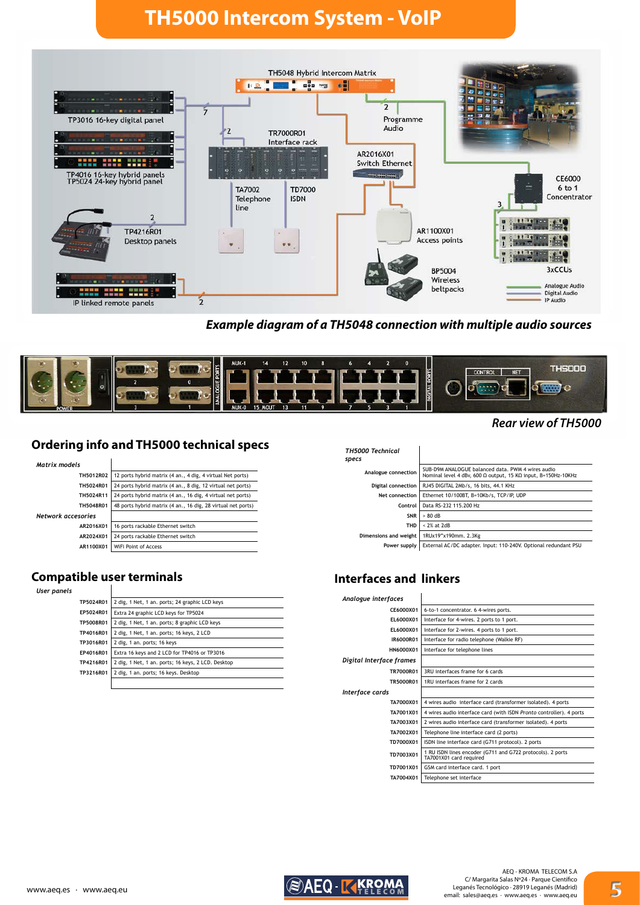# TH5000 Intercom System - VoIP

TH5048 Hybrid Intercom Matrix

TP3016 16-key digital panel

7

2

TR7000R01
Interface rack

2

Programme
Audio

AR2016X01
Switch Ethernet

TP4016 16-key hybrid panels
TP5024 24-key hybrid panel

TA7002
Telephone
line

TD7000
ISDN

CE6000
6 to 1
Concentrator

3

2

TP4216R01
Desktop panels

AR1100X01
Access points

BP5004
Wireless
beltpacks

3xCCUs

Analogue Audio
Digital Audio
IP Audio

IP linked remote panels

2

*Example diagram of a TH5048 connection with multiple audio sources*

POWER

ANALOGUE PORTS

MUX-1 14 12 10 8 6 4 2 0

MUX-0 15 MOUT 13 11 9 7 5 3 1

DIGITAL PORTS

CONTROL NET

TH5000

*Rear view of TH5000*

## Ordering info and TH5000 technical specs

| | |
|---|---|
| ***Matrix models*** | |
| TH5012R02 | 12 ports hybrid matrix (4 an., 4 dig, 4 virtual Net ports) |
| TH5024R01 | 24 ports hybrid matrix (4 an., 8 dig, 12 virtual net ports) |
| TH5024R11 | 24 ports hybrid matrix (4 an., 16 dig, 4 virtual net ports) |
| TH5048R01 | 48 ports hybrid matrix (4 an., 16 dig, 28 virtual net ports) |
| ***Network accesories*** | |
| AR2016X01 | 16 ports rackable Ethernet switch |
| AR2024X01 | 24 ports rackable Ethernet switch |
| AR1100X01 | WiFi Point of Access |

| ***TH5000 Technical specs*** | |
|---|---|
| Analogue connection | SUB-D9M ANALOGUE balanced data. PWM 4 wires audio<br>Nominal level 4 dBv, 600 Ω output, 15 KΩ input, B=150Hz-10KHz |
| Digital connection | RJ45 DIGITAL 2Mb/s, 16 bits, 44.1 KHz |
| Net connection | Ethernet 10/100BT, B=10Kb/s, TCP/IP, UDP |
| Control | Data RS-232 115.200 Hz |
| SNR | > 80 dB |
| THD | < 2% at 2dB |
| Dimensions and weight | 1RUx19"x190mm. 2.3Kg |
| Power supply | External AC/DC adapter. Input: 110-240V. Optional redundant PSU |

## Compatible user terminals

| | |
|---|---|
| ***User panels*** | |
| TP5024R01 | 2 dig, 1 Net, 1 an. ports; 24 graphic LCD keys |
| EP5024R01 | Extra 24 graphic LCD keys for TP5024 |
| TP5008R01 | 2 dig, 1 Net, 1 an. ports; 8 graphic LCD keys |
| TP4016R01 | 2 dig, 1 Net, 1 an. ports; 16 keys, 2 LCD |
| TP3016R01 | 2 dig, 1 an. ports; 16 keys |
| EP4016R01 | Extra 16 keys and 2 LCD for TP4016 or TP3016 |
| TP4216R01 | 2 dig, 1 Net, 1 an. ports; 16 keys, 2 LCD. Desktop |
| TP3216R01 | 2 dig, 1 an. ports; 16 keys. Desktop |

## Interfaces and linkers

| | |
|---|---|
| ***Analogue interfaces*** | |
| CE6000X01 | 6-to-1 concentrator. 6 4-wires ports. |
| EL6000X01 | Interface for 4-wires. 2 ports to 1 port. |
| EL6000X01 | Interface for 2-wires. 4 ports to 1 port. |
| IR6000R01 | Interface for radio telephone (Walkie RF) |
| HN6000X01 | Interface for telephone lines |
| ***Digital Interface frames*** | |
| TR7000R01 | 3RU interfaces frame for 6 cards |
| TR5000R01 | 1RU interfaces frame for 2 cards |
| ***Interface cards*** | |
| TA7000X01 | 4 wires audio interface card (transformer isolated). 4 ports |
| TA7001X01 | 4 wires audio interface card (with ISDN *Pronto* controller). 4 ports |
| TA7003X01 | 2 wires audio interface card (transformer isolated). 4 ports |
| TA7002X01 | Telephone line interface card (2 ports) |
| TD7000X01 | ISDN line interface card (G711 protocol). 2 ports |
| TD7003X01 | 1 RU ISDN lines encoder (G711 and G722 protocols). 2 ports<br>TA7001X01 card required |
| TD7001X01 | GSM card interface card. 1 port |
| TA7004X01 | Telephone set interface |

www.aeq.es · www.aeq.eu

AEQ - KROMA TELECOM S.A
C/ Margarita Salas Nº24 · Parque Científico
Leganés Tecnológico · 28919 Leganés (Madrid)
email: sales@aeq.es · www.aeq.es · www.aeq.eu